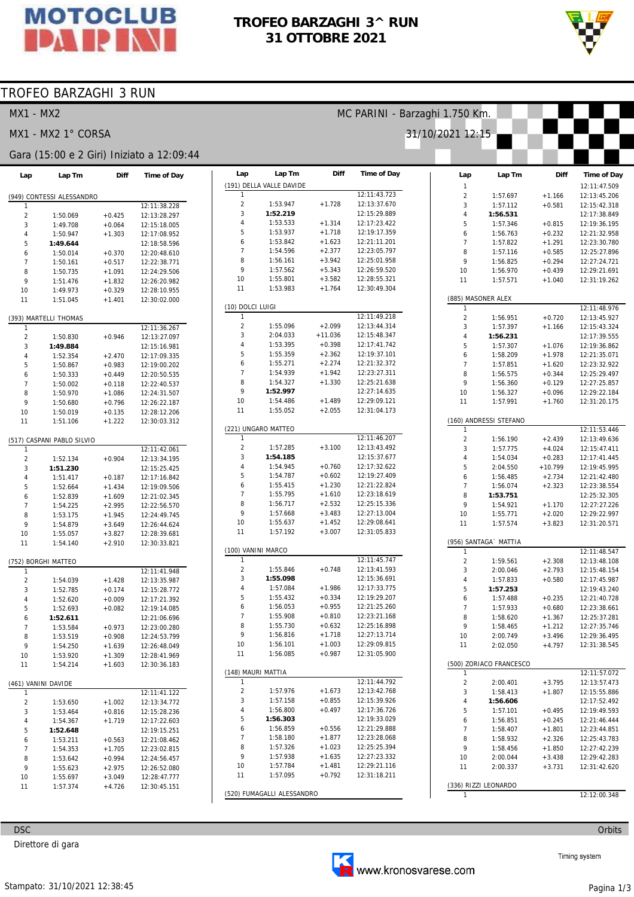# TROFEO BARZAGHI 3^ RUN
# 31 OTTOBRE 2021

## TROFEO BARZAGHI 3 RUN

MX1 - MX2 — MC PARINI - Barzaghi 1.750 Km.

MX1 - MX2 1° CORSA — 31/10/2021 12:15

Gara (15:00 e 2 Giri) Iniziato a 12:09:44

### (949) CONTESSI ALESSANDRO

| Lap | Lap Tm | Diff | Time of Day |
|---|---|---|---|
| 1 | | | 12:11:38.228 |
| 2 | 1:50.069 | +0.425 | 12:13:28.297 |
| 3 | 1:49.708 | +0.064 | 12:15:18.005 |
| 4 | 1:50.947 | +1.303 | 12:17:08.952 |
| 5 | **1:49.644** | | 12:18:58.596 |
| 6 | 1:50.014 | +0.370 | 12:20:48.610 |
| 7 | 1:50.161 | +0.517 | 12:22:38.771 |
| 8 | 1:50.735 | +1.091 | 12:24:29.506 |
| 9 | 1:51.476 | +1.832 | 12:26:20.982 |
| 10 | 1:49.973 | +0.329 | 12:28:10.955 |
| 11 | 1:51.045 | +1.401 | 12:30:02.000 |

### (393) MARTELLI THOMAS

| Lap | Lap Tm | Diff | Time of Day |
|---|---|---|---|
| 1 | | | 12:11:36.267 |
| 2 | 1:50.830 | +0.946 | 12:13:27.097 |
| 3 | **1:49.884** | | 12:15:16.981 |
| 4 | 1:52.354 | +2.470 | 12:17:09.335 |
| 5 | 1:50.867 | +0.983 | 12:19:00.202 |
| 6 | 1:50.333 | +0.449 | 12:20:50.535 |
| 7 | 1:50.002 | +0.118 | 12:22:40.537 |
| 8 | 1:50.970 | +1.086 | 12:24:31.507 |
| 9 | 1:50.680 | +0.796 | 12:26:22.187 |
| 10 | 1:50.019 | +0.135 | 12:28:12.206 |
| 11 | 1:51.106 | +1.222 | 12:30:03.312 |

### (517) CASPANI PABLO SILVIO

| Lap | Lap Tm | Diff | Time of Day |
|---|---|---|---|
| 1 | | | 12:11:42.061 |
| 2 | 1:52.134 | +0.904 | 12:13:34.195 |
| 3 | **1:51.230** | | 12:15:25.425 |
| 4 | 1:51.417 | +0.187 | 12:17:16.842 |
| 5 | 1:52.664 | +1.434 | 12:19:09.506 |
| 6 | 1:52.839 | +1.609 | 12:21:02.345 |
| 7 | 1:54.225 | +2.995 | 12:22:56.570 |
| 8 | 1:53.175 | +1.945 | 12:24:49.745 |
| 9 | 1:54.879 | +3.649 | 12:26:44.624 |
| 10 | 1:55.057 | +3.827 | 12:28:39.681 |
| 11 | 1:54.140 | +2.910 | 12:30:33.821 |

### (752) BORGHI MATTEO

| Lap | Lap Tm | Diff | Time of Day |
|---|---|---|---|
| 1 | | | 12:11:41.948 |
| 2 | 1:54.039 | +1.428 | 12:13:35.987 |
| 3 | 1:52.785 | +0.174 | 12:15:28.772 |
| 4 | 1:52.620 | +0.009 | 12:17:21.392 |
| 5 | 1:52.693 | +0.082 | 12:19:14.085 |
| 6 | **1:52.611** | | 12:21:06.696 |
| 7 | 1:53.584 | +0.973 | 12:23:00.280 |
| 8 | 1:53.519 | +0.908 | 12:24:53.799 |
| 9 | 1:54.250 | +1.639 | 12:26:48.049 |
| 10 | 1:53.920 | +1.309 | 12:28:41.969 |
| 11 | 1:54.214 | +1.603 | 12:30:36.183 |

### (461) VANINI DAVIDE

| Lap | Lap Tm | Diff | Time of Day |
|---|---|---|---|
| 1 | | | 12:11:41.122 |
| 2 | 1:53.650 | +1.002 | 12:13:34.772 |
| 3 | 1:53.464 | +0.816 | 12:15:28.236 |
| 4 | 1:54.367 | +1.719 | 12:17:22.603 |
| 5 | **1:52.648** | | 12:19:15.251 |
| 6 | 1:53.211 | +0.563 | 12:21:08.462 |
| 7 | 1:54.353 | +1.705 | 12:23:02.815 |
| 8 | 1:53.642 | +0.994 | 12:24:56.457 |
| 9 | 1:55.623 | +2.975 | 12:26:52.080 |
| 10 | 1:55.697 | +3.049 | 12:28:47.777 |
| 11 | 1:57.374 | +4.726 | 12:30:45.151 |

### (191) DELLA VALLE DAVIDE

| Lap | Lap Tm | Diff | Time of Day |
|---|---|---|---|
| 1 | | | 12:11:43.723 |
| 2 | 1:53.947 | +1.728 | 12:13:37.670 |
| 3 | **1:52.219** | | 12:15:29.889 |
| 4 | 1:53.533 | +1.314 | 12:17:23.422 |
| 5 | 1:53.937 | +1.718 | 12:19:17.359 |
| 6 | 1:53.842 | +1.623 | 12:21:11.201 |
| 7 | 1:54.596 | +2.377 | 12:23:05.797 |
| 8 | 1:56.161 | +3.942 | 12:25:01.958 |
| 9 | 1:57.562 | +5.343 | 12:26:59.520 |
| 10 | 1:55.801 | +3.582 | 12:28:55.321 |
| 11 | 1:53.983 | +1.764 | 12:30:49.304 |

### (10) DOLCI LUIGI

| Lap | Lap Tm | Diff | Time of Day |
|---|---|---|---|
| 1 | | | 12:11:49.218 |
| 2 | 1:55.096 | +2.099 | 12:13:44.314 |
| 3 | 2:04.033 | +11.036 | 12:15:48.347 |
| 4 | 1:53.395 | +0.398 | 12:17:41.742 |
| 5 | 1:55.359 | +2.362 | 12:19:37.101 |
| 6 | 1:55.271 | +2.274 | 12:21:32.372 |
| 7 | 1:54.939 | +1.942 | 12:23:27.311 |
| 8 | 1:54.327 | +1.330 | 12:25:21.638 |
| 9 | **1:52.997** | | 12:27:14.635 |
| 10 | 1:54.486 | +1.489 | 12:29:09.121 |
| 11 | 1:55.052 | +2.055 | 12:31:04.173 |

### (221) UNGARO MATTEO

| Lap | Lap Tm | Diff | Time of Day |
|---|---|---|---|
| 1 | | | 12:11:46.207 |
| 2 | 1:57.285 | +3.100 | 12:13:43.492 |
| 3 | **1:54.185** | | 12:15:37.677 |
| 4 | 1:54.945 | +0.760 | 12:17:32.622 |
| 5 | 1:54.787 | +0.602 | 12:19:27.409 |
| 6 | 1:55.415 | +1.230 | 12:21:22.824 |
| 7 | 1:55.795 | +1.610 | 12:23:18.619 |
| 8 | 1:56.717 | +2.532 | 12:25:15.336 |
| 9 | 1:57.668 | +3.483 | 12:27:13.004 |
| 10 | 1:55.637 | +1.452 | 12:29:08.641 |
| 11 | 1:57.192 | +3.007 | 12:31:05.833 |

### (100) VANINI MARCO

| Lap | Lap Tm | Diff | Time of Day |
|---|---|---|---|
| 1 | | | 12:11:45.747 |
| 2 | 1:55.846 | +0.748 | 12:13:41.593 |
| 3 | **1:55.098** | | 12:15:36.691 |
| 4 | 1:57.084 | +1.986 | 12:17:33.775 |
| 5 | 1:55.432 | +0.334 | 12:19:29.207 |
| 6 | 1:56.053 | +0.955 | 12:21:25.260 |
| 7 | 1:55.908 | +0.810 | 12:23:21.168 |
| 8 | 1:55.730 | +0.632 | 12:25:16.898 |
| 9 | 1:56.816 | +1.718 | 12:27:13.714 |
| 10 | 1:56.101 | +1.003 | 12:29:09.815 |
| 11 | 1:56.085 | +0.987 | 12:31:05.900 |

### (148) MAURI MATTIA

| Lap | Lap Tm | Diff | Time of Day |
|---|---|---|---|
| 1 | | | 12:11:44.792 |
| 2 | 1:57.976 | +1.673 | 12:13:42.768 |
| 3 | 1:57.158 | +0.855 | 12:15:39.926 |
| 4 | 1:56.800 | +0.497 | 12:17:36.726 |
| 5 | **1:56.303** | | 12:19:33.029 |
| 6 | 1:56.859 | +0.556 | 12:21:29.888 |
| 7 | 1:58.180 | +1.877 | 12:23:28.068 |
| 8 | 1:57.326 | +1.023 | 12:25:25.394 |
| 9 | 1:57.938 | +1.635 | 12:27:23.332 |
| 10 | 1:57.784 | +1.481 | 12:29:21.116 |
| 11 | 1:57.095 | +0.792 | 12:31:18.211 |

### (520) FUMAGALLI ALESSANDRO

| Lap | Lap Tm | Diff | Time of Day |
|---|---|---|---|
| 1 | | | 12:11:47.509 |
| 2 | 1:57.697 | +1.166 | 12:13:45.206 |
| 3 | 1:57.112 | +0.581 | 12:15:42.318 |
| 4 | **1:56.531** | | 12:17:38.849 |
| 5 | 1:57.346 | +0.815 | 12:19:36.195 |
| 6 | 1:56.763 | +0.232 | 12:21:32.958 |
| 7 | 1:57.822 | +1.291 | 12:23:30.780 |
| 8 | 1:57.116 | +0.585 | 12:25:27.896 |
| 9 | 1:56.825 | +0.294 | 12:27:24.721 |
| 10 | 1:56.970 | +0.439 | 12:29:21.691 |
| 11 | 1:57.571 | +1.040 | 12:31:19.262 |

### (885) MASONER ALEX

| Lap | Lap Tm | Diff | Time of Day |
|---|---|---|---|
| 1 | | | 12:11:48.976 |
| 2 | 1:56.951 | +0.720 | 12:13:45.927 |
| 3 | 1:57.397 | +1.166 | 12:15:43.324 |
| 4 | **1:56.231** | | 12:17:39.555 |
| 5 | 1:57.307 | +1.076 | 12:19:36.862 |
| 6 | 1:58.209 | +1.978 | 12:21:35.071 |
| 7 | 1:57.851 | +1.620 | 12:23:32.922 |
| 8 | 1:56.575 | +0.344 | 12:25:29.497 |
| 9 | 1:56.360 | +0.129 | 12:27:25.857 |
| 10 | 1:56.327 | +0.096 | 12:29:22.184 |
| 11 | 1:57.991 | +1.760 | 12:31:20.175 |

### (160) ANDRESSI STEFANO

| Lap | Lap Tm | Diff | Time of Day |
|---|---|---|---|
| 1 | | | 12:11:53.446 |
| 2 | 1:56.190 | +2.439 | 12:13:49.636 |
| 3 | 1:57.775 | +4.024 | 12:15:47.411 |
| 4 | 1:54.034 | +0.283 | 12:17:41.445 |
| 5 | 2:04.550 | +10.799 | 12:19:45.995 |
| 6 | 1:56.485 | +2.734 | 12:21:42.480 |
| 7 | 1:56.074 | +2.323 | 12:23:38.554 |
| 8 | **1:53.751** | | 12:25:32.305 |
| 9 | 1:54.921 | +1.170 | 12:27:27.226 |
| 10 | 1:55.771 | +2.020 | 12:29:22.997 |
| 11 | 1:57.574 | +3.823 | 12:31:20.571 |

### (956) SANTAGA` MATTIA

| Lap | Lap Tm | Diff | Time of Day |
|---|---|---|---|
| 1 | | | 12:11:48.547 |
| 2 | 1:59.561 | +2.308 | 12:13:48.108 |
| 3 | 2:00.046 | +2.793 | 12:15:48.154 |
| 4 | 1:57.833 | +0.580 | 12:17:45.987 |
| 5 | **1:57.253** | | 12:19:43.240 |
| 6 | 1:57.488 | +0.235 | 12:21:40.728 |
| 7 | 1:57.933 | +0.680 | 12:23:38.661 |
| 8 | 1:58.620 | +1.367 | 12:25:37.281 |
| 9 | 1:58.465 | +1.212 | 12:27:35.746 |
| 10 | 2:00.749 | +3.496 | 12:29:36.495 |
| 11 | 2:02.050 | +4.797 | 12:31:38.545 |

### (500) ZORIACO FRANCESCO

| Lap | Lap Tm | Diff | Time of Day |
|---|---|---|---|
| 1 | | | 12:11:57.072 |
| 2 | 2:00.401 | +3.795 | 12:13:57.473 |
| 3 | 1:58.413 | +1.807 | 12:15:55.886 |
| 4 | **1:56.606** | | 12:17:52.492 |
| 5 | 1:57.101 | +0.495 | 12:19:49.593 |
| 6 | 1:56.851 | +0.245 | 12:21:46.444 |
| 7 | 1:58.407 | +1.801 | 12:23:44.851 |
| 8 | 1:58.932 | +2.326 | 12:25:43.783 |
| 9 | 1:58.456 | +1.850 | 12:27:42.239 |
| 10 | 2:00.044 | +3.438 | 12:29:42.283 |
| 11 | 2:00.337 | +3.731 | 12:31:42.620 |

### (336) RIZZI LEONARDO

| Lap | Lap Tm | Diff | Time of Day |
|---|---|---|---|
| 1 | | | 12:12:00.348 |

DSC — Orbits

Direttore di gara

Timing system — www.kronosvarese.com

Stampato: 31/10/2021 12:38:45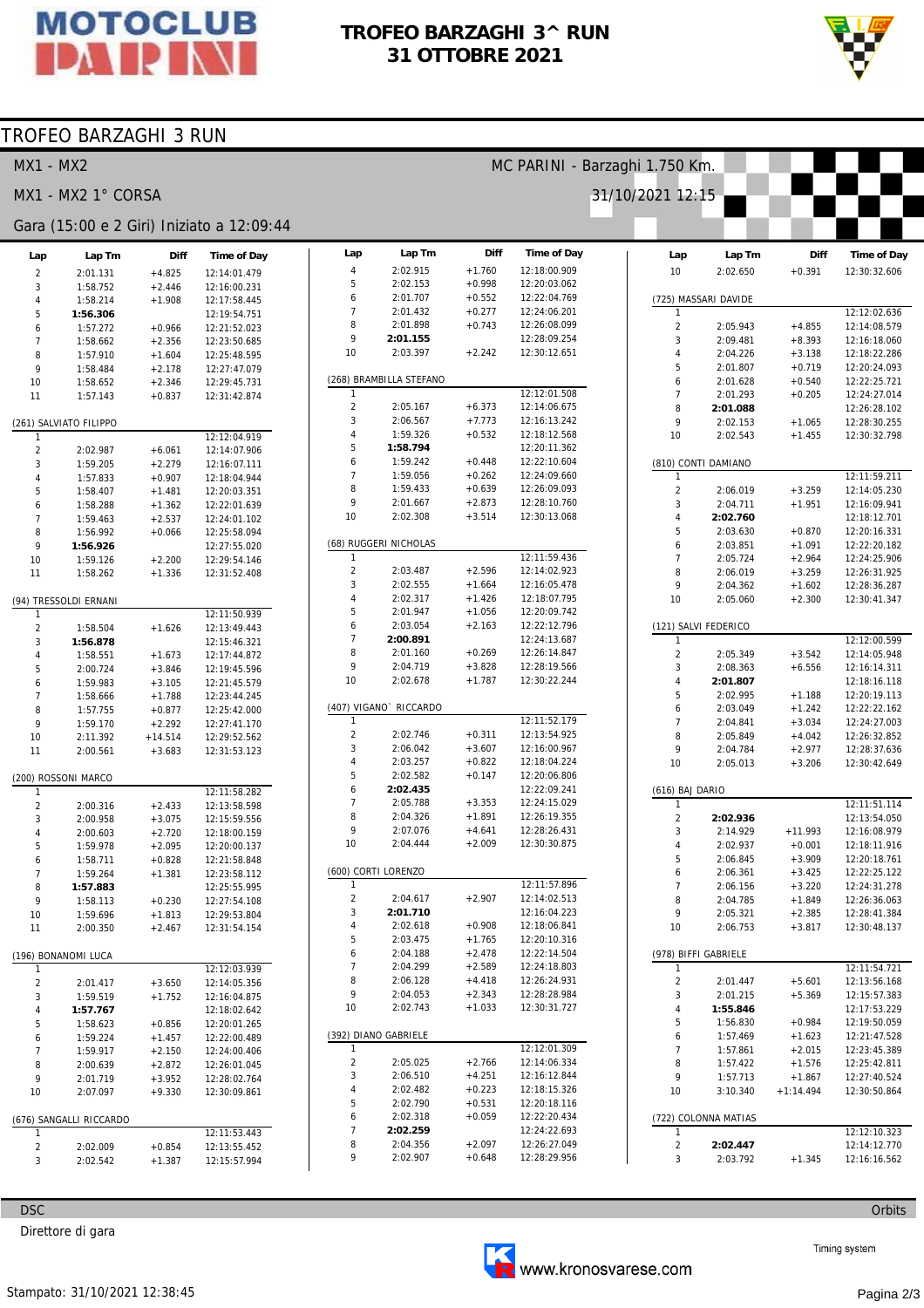# MOTOCLUB PARINI

## TROFEO BARZAGHI 3^ RUN
## 31 OTTOBRE 2021

TROFEO BARZAGHI 3 RUN

MX1 - MX2 — MC PARINI - Barzaghi 1.750 Km.

MX1 - MX2 1° CORSA — 31/10/2021 12:15

Gara (15:00 e 2 Giri) Iniziato a 12:09:44

| Lap | Lap Tm | Diff | Time of Day |
|---|---|---|---|
| 2 | 2:01.131 | +4.825 | 12:14:01.479 |
| 3 | 1:58.752 | +2.446 | 12:16:00.231 |
| 4 | 1:58.214 | +1.908 | 12:17:58.445 |
| 5 | **1:56.306** | | 12:19:54.751 |
| 6 | 1:57.272 | +0.966 | 12:21:52.023 |
| 7 | 1:58.662 | +2.356 | 12:23:50.685 |
| 8 | 1:57.910 | +1.604 | 12:25:48.595 |
| 9 | 1:58.484 | +2.178 | 12:27:47.079 |
| 10 | 1:58.652 | +2.346 | 12:29:45.731 |
| 11 | 1:57.143 | +0.837 | 12:31:42.874 |

(261) SALVIATO FILIPPO

| Lap | Lap Tm | Diff | Time of Day |
|---|---|---|---|
| 1 | | | 12:12:04.919 |
| 2 | 2:02.987 | +6.061 | 12:14:07.906 |
| 3 | 1:59.205 | +2.279 | 12:16:07.111 |
| 4 | 1:57.833 | +0.907 | 12:18:04.944 |
| 5 | 1:58.407 | +1.481 | 12:20:03.351 |
| 6 | 1:58.288 | +1.362 | 12:22:01.639 |
| 7 | 1:59.463 | +2.537 | 12:24:01.102 |
| 8 | 1:56.992 | +0.066 | 12:25:58.094 |
| 9 | **1:56.926** | | 12:27:55.020 |
| 10 | 1:59.126 | +2.200 | 12:29:54.146 |
| 11 | 1:58.262 | +1.336 | 12:31:52.408 |

(94) TRESSOLDI ERNANI

| Lap | Lap Tm | Diff | Time of Day |
|---|---|---|---|
| 1 | | | 12:11:50.939 |
| 2 | 1:58.504 | +1.626 | 12:13:49.443 |
| 3 | **1:56.878** | | 12:15:46.321 |
| 4 | 1:58.551 | +1.673 | 12:17:44.872 |
| 5 | 2:00.724 | +3.846 | 12:19:45.596 |
| 6 | 1:59.983 | +3.105 | 12:21:45.579 |
| 7 | 1:58.666 | +1.788 | 12:23:44.245 |
| 8 | 1:57.755 | +0.877 | 12:25:42.000 |
| 9 | 1:59.170 | +2.292 | 12:27:41.170 |
| 10 | 2:11.392 | +14.514 | 12:29:52.562 |
| 11 | 2:00.561 | +3.683 | 12:31:53.123 |

(200) ROSSONI MARCO

| Lap | Lap Tm | Diff | Time of Day |
|---|---|---|---|
| 1 | | | 12:11:58.282 |
| 2 | 2:00.316 | +2.433 | 12:13:58.598 |
| 3 | 2:00.958 | +3.075 | 12:15:59.556 |
| 4 | 2:00.603 | +2.720 | 12:18:00.159 |
| 5 | 1:59.978 | +2.095 | 12:20:00.137 |
| 6 | 1:58.711 | +0.828 | 12:21:58.848 |
| 7 | 1:59.264 | +1.381 | 12:23:58.112 |
| 8 | **1:57.883** | | 12:25:55.995 |
| 9 | 1:58.113 | +0.230 | 12:27:54.108 |
| 10 | 1:59.696 | +1.813 | 12:29:53.804 |
| 11 | 2:00.350 | +2.467 | 12:31:54.154 |

(196) BONANOMI LUCA

| Lap | Lap Tm | Diff | Time of Day |
|---|---|---|---|
| 1 | | | 12:12:03.939 |
| 2 | 2:01.417 | +3.650 | 12:14:05.356 |
| 3 | 1:59.519 | +1.752 | 12:16:04.875 |
| 4 | **1:57.767** | | 12:18:02.642 |
| 5 | 1:58.623 | +0.856 | 12:20:01.265 |
| 6 | 1:59.224 | +1.457 | 12:22:00.489 |
| 7 | 1:59.917 | +2.150 | 12:24:00.406 |
| 8 | 2:00.639 | +2.872 | 12:26:01.045 |
| 9 | 2:01.719 | +3.952 | 12:28:02.764 |
| 10 | 2:07.097 | +9.330 | 12:30:09.861 |

(676) SANGALLI RICCARDO

| Lap | Lap Tm | Diff | Time of Day |
|---|---|---|---|
| 1 | | | 12:11:53.443 |
| 2 | 2:02.009 | +0.854 | 12:13:55.452 |
| 3 | 2:02.542 | +1.387 | 12:15:57.994 |
| 4 | 2:02.915 | +1.760 | 12:18:00.909 |
| 5 | 2:02.153 | +0.998 | 12:20:03.062 |
| 6 | 2:01.707 | +0.552 | 12:22:04.769 |
| 7 | 2:01.432 | +0.277 | 12:24:06.201 |
| 8 | 2:01.898 | +0.743 | 12:26:08.099 |
| 9 | **2:01.155** | | 12:28:09.254 |
| 10 | 2:03.397 | +2.242 | 12:30:12.651 |

(268) BRAMBILLA STEFANO

| Lap | Lap Tm | Diff | Time of Day |
|---|---|---|---|
| 1 | | | 12:12:01.508 |
| 2 | 2:05.167 | +6.373 | 12:14:06.675 |
| 3 | 2:06.567 | +7.773 | 12:16:13.242 |
| 4 | 1:59.326 | +0.532 | 12:18:12.568 |
| 5 | **1:58.794** | | 12:20:11.362 |
| 6 | 1:59.242 | +0.448 | 12:22:10.604 |
| 7 | 1:59.056 | +0.262 | 12:24:09.660 |
| 8 | 1:59.433 | +0.639 | 12:26:09.093 |
| 9 | 2:01.667 | +2.873 | 12:28:10.760 |
| 10 | 2:02.308 | +3.514 | 12:30:13.068 |

(68) RUGGERI NICHOLAS

| Lap | Lap Tm | Diff | Time of Day |
|---|---|---|---|
| 1 | | | 12:11:59.436 |
| 2 | 2:03.487 | +2.596 | 12:14:02.923 |
| 3 | 2:02.555 | +1.664 | 12:16:05.478 |
| 4 | 2:02.317 | +1.426 | 12:18:07.795 |
| 5 | 2:01.947 | +1.056 | 12:20:09.742 |
| 6 | 2:03.054 | +2.163 | 12:22:12.796 |
| 7 | **2:00.891** | | 12:24:13.687 |
| 8 | 2:01.160 | +0.269 | 12:26:14.847 |
| 9 | 2:04.719 | +3.828 | 12:28:19.566 |
| 10 | 2:02.678 | +1.787 | 12:30:22.244 |

(407) VIGANO` RICCARDO

| Lap | Lap Tm | Diff | Time of Day |
|---|---|---|---|
| 1 | | | 12:11:52.179 |
| 2 | 2:02.746 | +0.311 | 12:13:54.925 |
| 3 | 2:06.042 | +3.607 | 12:16:00.967 |
| 4 | 2:03.257 | +0.822 | 12:18:04.224 |
| 5 | 2:02.582 | +0.147 | 12:20:06.806 |
| 6 | **2:02.435** | | 12:22:09.241 |
| 7 | 2:05.788 | +3.353 | 12:24:15.029 |
| 8 | 2:04.326 | +1.891 | 12:26:19.355 |
| 9 | 2:07.076 | +4.641 | 12:28:26.431 |
| 10 | 2:04.444 | +2.009 | 12:30:30.875 |

(600) CORTI LORENZO

| Lap | Lap Tm | Diff | Time of Day |
|---|---|---|---|
| 1 | | | 12:11:57.896 |
| 2 | 2:04.617 | +2.907 | 12:14:02.513 |
| 3 | **2:01.710** | | 12:16:04.223 |
| 4 | 2:02.618 | +0.908 | 12:18:06.841 |
| 5 | 2:03.475 | +1.765 | 12:20:10.316 |
| 6 | 2:04.188 | +2.478 | 12:22:14.504 |
| 7 | 2:04.299 | +2.589 | 12:24:18.803 |
| 8 | 2:06.128 | +4.418 | 12:26:24.931 |
| 9 | 2:04.053 | +2.343 | 12:28:28.984 |
| 10 | 2:02.743 | +1.033 | 12:30:31.727 |

(392) DIANO GABRIELE

| Lap | Lap Tm | Diff | Time of Day |
|---|---|---|---|
| 1 | | | 12:12:01.309 |
| 2 | 2:05.025 | +2.766 | 12:14:06.334 |
| 3 | 2:06.510 | +4.251 | 12:16:12.844 |
| 4 | 2:02.482 | +0.223 | 12:18:15.326 |
| 5 | 2:02.790 | +0.531 | 12:20:18.116 |
| 6 | 2:02.318 | +0.059 | 12:22:20.434 |
| 7 | **2:02.259** | | 12:24:22.693 |
| 8 | 2:04.356 | +2.097 | 12:26:27.049 |
| 9 | 2:02.907 | +0.648 | 12:28:29.956 |
| 10 | 2:02.650 | +0.391 | 12:30:32.606 |

(725) MASSARI DAVIDE

| Lap | Lap Tm | Diff | Time of Day |
|---|---|---|---|
| 1 | | | 12:12:02.636 |
| 2 | 2:05.943 | +4.855 | 12:14:08.579 |
| 3 | 2:09.481 | +8.393 | 12:16:18.060 |
| 4 | 2:04.226 | +3.138 | 12:18:22.286 |
| 5 | 2:01.807 | +0.719 | 12:20:24.093 |
| 6 | 2:01.628 | +0.540 | 12:22:25.721 |
| 7 | 2:01.293 | +0.205 | 12:24:27.014 |
| 8 | **2:01.088** | | 12:26:28.102 |
| 9 | 2:02.153 | +1.065 | 12:28:30.255 |
| 10 | 2:02.543 | +1.455 | 12:30:32.798 |

(810) CONTI DAMIANO

| Lap | Lap Tm | Diff | Time of Day |
|---|---|---|---|
| 1 | | | 12:11:59.211 |
| 2 | 2:06.019 | +3.259 | 12:14:05.230 |
| 3 | 2:04.711 | +1.951 | 12:16:09.941 |
| 4 | **2:02.760** | | 12:18:12.701 |
| 5 | 2:03.630 | +0.870 | 12:20:16.331 |
| 6 | 2:03.851 | +1.091 | 12:22:20.182 |
| 7 | 2:05.724 | +2.964 | 12:24:25.906 |
| 8 | 2:06.019 | +3.259 | 12:26:31.925 |
| 9 | 2:04.362 | +1.602 | 12:28:36.287 |
| 10 | 2:05.060 | +2.300 | 12:30:41.347 |

(121) SALVI FEDERICO

| Lap | Lap Tm | Diff | Time of Day |
|---|---|---|---|
| 1 | | | 12:12:00.599 |
| 2 | 2:05.349 | +3.542 | 12:14:05.948 |
| 3 | 2:08.363 | +6.556 | 12:16:14.311 |
| 4 | **2:01.807** | | 12:18:16.118 |
| 5 | 2:02.995 | +1.188 | 12:20:19.113 |
| 6 | 2:03.049 | +1.242 | 12:22:22.162 |
| 7 | 2:04.841 | +3.034 | 12:24:27.003 |
| 8 | 2:05.849 | +4.042 | 12:26:32.852 |
| 9 | 2:04.784 | +2.977 | 12:28:37.636 |
| 10 | 2:05.013 | +3.206 | 12:30:42.649 |

(616) BAJ DARIO

| Lap | Lap Tm | Diff | Time of Day |
|---|---|---|---|
| 1 | | | 12:11:51.114 |
| 2 | **2:02.936** | | 12:13:54.050 |
| 3 | 2:14.929 | +11.993 | 12:16:08.979 |
| 4 | 2:02.937 | +0.001 | 12:18:11.916 |
| 5 | 2:06.845 | +3.909 | 12:20:18.761 |
| 6 | 2:06.361 | +3.425 | 12:22:25.122 |
| 7 | 2:06.156 | +3.220 | 12:24:31.278 |
| 8 | 2:04.785 | +1.849 | 12:26:36.063 |
| 9 | 2:05.321 | +2.385 | 12:28:41.384 |
| 10 | 2:06.753 | +3.817 | 12:30:48.137 |

(978) BIFFI GABRIELE

| Lap | Lap Tm | Diff | Time of Day |
|---|---|---|---|
| 1 | | | 12:11:54.721 |
| 2 | 2:01.447 | +5.601 | 12:13:56.168 |
| 3 | 2:01.215 | +5.369 | 12:15:57.383 |
| 4 | **1:55.846** | | 12:17:53.229 |
| 5 | 1:56.830 | +0.984 | 12:19:50.059 |
| 6 | 1:57.469 | +1.623 | 12:21:47.528 |
| 7 | 1:57.861 | +2.015 | 12:23:45.389 |
| 8 | 1:57.422 | +1.576 | 12:25:42.811 |
| 9 | 1:57.713 | +1.867 | 12:27:40.524 |
| 10 | 3:10.340 | +1:14.494 | 12:30:50.864 |

(722) COLONNA MATIAS

| Lap | Lap Tm | Diff | Time of Day |
|---|---|---|---|
| 1 | | | 12:12:10.323 |
| 2 | **2:02.447** | | 12:14:12.770 |
| 3 | 2:03.792 | +1.345 | 12:16:16.562 |

DSC — Orbits

Direttore di gara

Timing system

www.kronosvarese.com

Stampato: 31/10/2021 12:38:45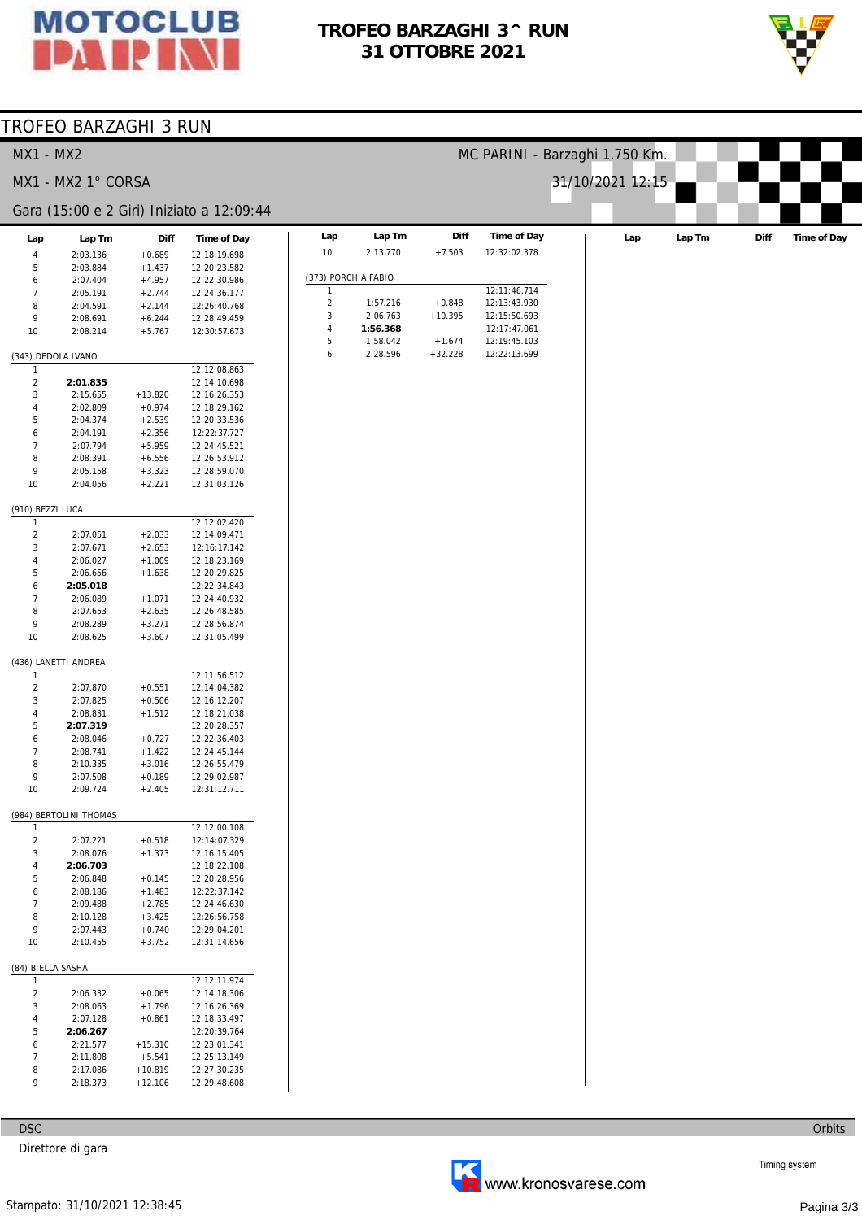# TROFEO BARZAGHI 3^ RUN
# 31 OTTOBRE 2021

## TROFEO BARZAGHI 3 RUN

MX1 - MX2 — MC PARINI - Barzaghi 1.750 Km.

MX1 - MX2 1° CORSA — 31/10/2021 12:15

Gara (15:00 e 2 Giri) Iniziato a 12:09:44

| Lap | Lap Tm | Diff | Time of Day |
|---|---|---|---|
| 4 | 2:03.136 | +0.689 | 12:18:19.698 |
| 5 | 2:03.884 | +1.437 | 12:20:23.582 |
| 6 | 2:07.404 | +4.957 | 12:22:30.986 |
| 7 | 2:05.191 | +2.744 | 12:24:36.177 |
| 8 | 2:04.591 | +2.144 | 12:26:40.768 |
| 9 | 2:08.691 | +6.244 | 12:28:49.459 |
| 10 | 2:08.214 | +5.767 | 12:30:57.673 |

(343) DEDOLA IVANO

| Lap | Lap Tm | Diff | Time of Day |
|---|---|---|---|
| 1 | | | 12:12:08.863 |
| 2 | **2:01.835** | | 12:14:10.698 |
| 3 | 2:15.655 | +13.820 | 12:16:26.353 |
| 4 | 2:02.809 | +0.974 | 12:18:29.162 |
| 5 | 2:04.374 | +2.539 | 12:20:33.536 |
| 6 | 2:04.191 | +2.356 | 12:22:37.727 |
| 7 | 2:07.794 | +5.959 | 12:24:45.521 |
| 8 | 2:08.391 | +6.556 | 12:26:53.912 |
| 9 | 2:05.158 | +3.323 | 12:28:59.070 |
| 10 | 2:04.056 | +2.221 | 12:31:03.126 |

(910) BEZZI LUCA

| Lap | Lap Tm | Diff | Time of Day |
|---|---|---|---|
| 1 | | | 12:12:02.420 |
| 2 | 2:07.051 | +2.033 | 12:14:09.471 |
| 3 | 2:07.671 | +2.653 | 12:16:17.142 |
| 4 | 2:06.027 | +1.009 | 12:18:23.169 |
| 5 | 2:06.656 | +1.638 | 12:20:29.825 |
| 6 | **2:05.018** | | 12:22:34.843 |
| 7 | 2:06.089 | +1.071 | 12:24:40.932 |
| 8 | 2:07.653 | +2.635 | 12:26:48.585 |
| 9 | 2:08.289 | +3.271 | 12:28:56.874 |
| 10 | 2:08.625 | +3.607 | 12:31:05.499 |

(436) LANETTI ANDREA

| Lap | Lap Tm | Diff | Time of Day |
|---|---|---|---|
| 1 | | | 12:11:56.512 |
| 2 | 2:07.870 | +0.551 | 12:14:04.382 |
| 3 | 2:07.825 | +0.506 | 12:16:12.207 |
| 4 | 2:08.831 | +1.512 | 12:18:21.038 |
| 5 | **2:07.319** | | 12:20:28.357 |
| 6 | 2:08.046 | +0.727 | 12:22:36.403 |
| 7 | 2:08.741 | +1.422 | 12:24:45.144 |
| 8 | 2:10.335 | +3.016 | 12:26:55.479 |
| 9 | 2:07.508 | +0.189 | 12:29:02.987 |
| 10 | 2:09.724 | +2.405 | 12:31:12.711 |

(984) BERTOLINI THOMAS

| Lap | Lap Tm | Diff | Time of Day |
|---|---|---|---|
| 1 | | | 12:12:00.108 |
| 2 | 2:07.221 | +0.518 | 12:14:07.329 |
| 3 | 2:08.076 | +1.373 | 12:16:15.405 |
| 4 | **2:06.703** | | 12:18:22.108 |
| 5 | 2:06.848 | +0.145 | 12:20:28.956 |
| 6 | 2:08.186 | +1.483 | 12:22:37.142 |
| 7 | 2:09.488 | +2.785 | 12:24:46.630 |
| 8 | 2:10.128 | +3.425 | 12:26:56.758 |
| 9 | 2:07.443 | +0.740 | 12:29:04.201 |
| 10 | 2:10.455 | +3.752 | 12:31:14.656 |

(84) BIELLA SASHA

| Lap | Lap Tm | Diff | Time of Day |
|---|---|---|---|
| 1 | | | 12:12:11.974 |
| 2 | 2:06.332 | +0.065 | 12:14:18.306 |
| 3 | 2:08.063 | +1.796 | 12:16:26.369 |
| 4 | 2:07.128 | +0.861 | 12:18:33.497 |
| 5 | **2:06.267** | | 12:20:39.764 |
| 6 | 2:21.577 | +15.310 | 12:23:01.341 |
| 7 | 2:11.808 | +5.541 | 12:25:13.149 |
| 8 | 2:17.086 | +10.819 | 12:27:30.235 |
| 9 | 2:18.373 | +12.106 | 12:29:48.608 |
| 10 | 2:13.770 | +7.503 | 12:32:02.378 |

(373) PORCHIA FABIO

| Lap | Lap Tm | Diff | Time of Day |
|---|---|---|---|
| 1 | | | 12:11:46.714 |
| 2 | 1:57.216 | +0.848 | 12:13:43.930 |
| 3 | 2:06.763 | +10.395 | 12:15:50.693 |
| 4 | **1:56.368** | | 12:17:47.061 |
| 5 | 1:58.042 | +1.674 | 12:19:45.103 |
| 6 | 2:28.596 | +32.228 | 12:22:13.699 |

DSC — Orbits

Direttore di gara

Timing system

www.kronosvarese.com

Stampato: 31/10/2021 12:38:45